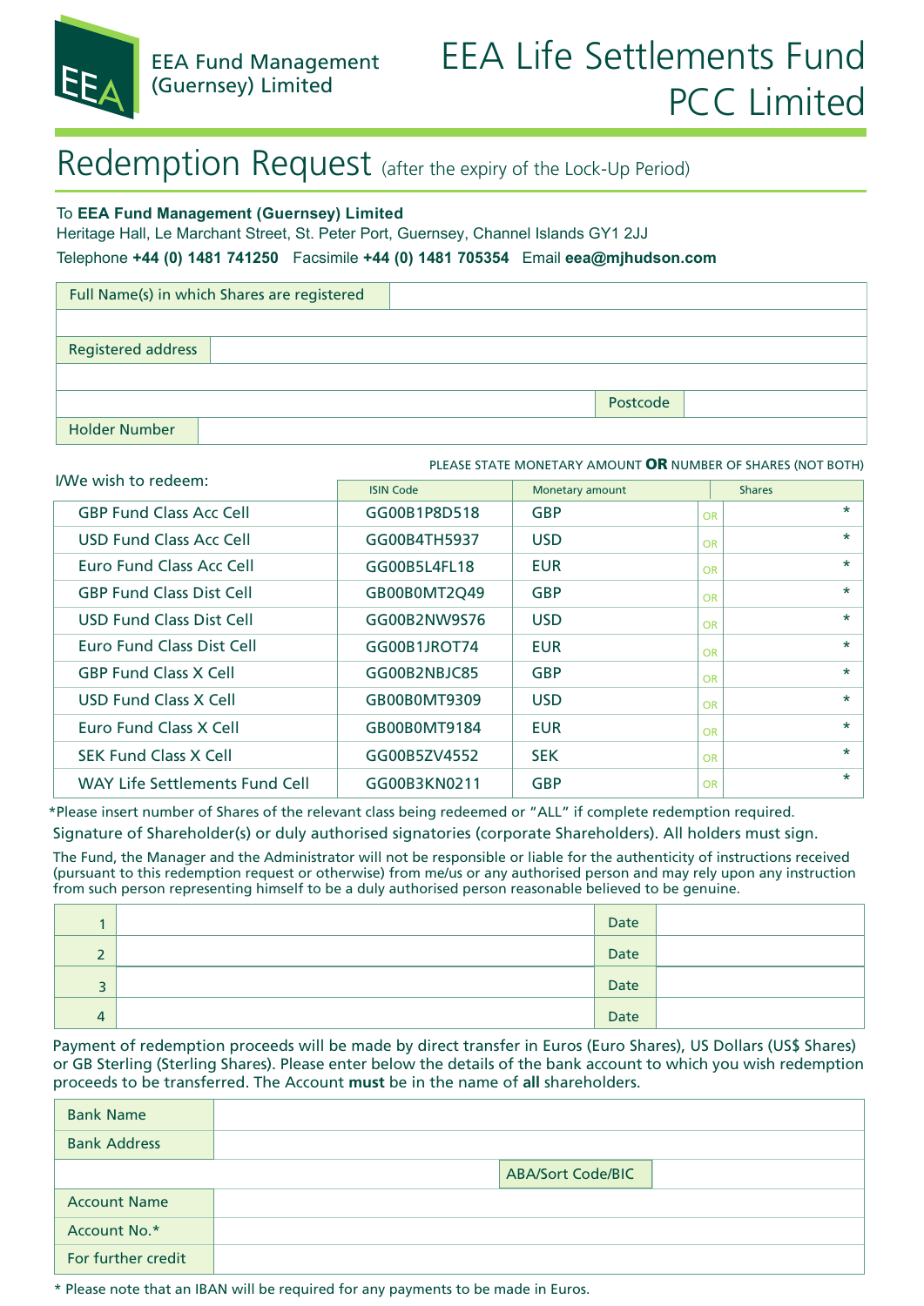EEA Fund Management (Guernsey) Limited

# EEA Life Settlements Fund PCC Limited

## Redemption Request (after the expiry of the Lock-Up Period)

To **EEA Fund Management (Guernsey) Limited**
Heritage Hall, Le Marchant Street, St. Peter Port, Guernsey, Channel Islands GY1 2JJ
Telephone **+44 (0) 1481 741250** Facsimile **+44 (0) 1481 705354** Email **eea@mjhudson.com**

| Full Name(s) in which Shares are registered | |
|---|---|
| | |
| Registered address | |
| | |
| | Postcode |
| Holder Number | |

PLEASE STATE MONETARY AMOUNT **OR** NUMBER OF SHARES (NOT BOTH)

I/We wish to redeem:

| | ISIN Code | Monetary amount | | Shares |
|---|---|---|---|---|
| GBP Fund Class Acc Cell | GG00B1P8D518 | GBP | OR | * |
| USD Fund Class Acc Cell | GG00B4TH5937 | USD | OR | * |
| Euro Fund Class Acc Cell | GG00B5L4FL18 | EUR | OR | * |
| GBP Fund Class Dist Cell | GB00B0MT2Q49 | GBP | OR | * |
| USD Fund Class Dist Cell | GG00B2NW9S76 | USD | OR | * |
| Euro Fund Class Dist Cell | GG00B1JROT74 | EUR | OR | * |
| GBP Fund Class X Cell | GG00B2NBJC85 | GBP | OR | * |
| USD Fund Class X Cell | GB00B0MT9309 | USD | OR | * |
| Euro Fund Class X Cell | GB00B0MT9184 | EUR | OR | * |
| SEK Fund Class X Cell | GG00B5ZV4552 | SEK | OR | * |
| WAY Life Settlements Fund Cell | GG00B3KN0211 | GBP | OR | * |

*Please insert number of Shares of the relevant class being redeemed or "ALL" if complete redemption required.

Signature of Shareholder(s) or duly authorised signatories (corporate Shareholders). All holders must sign.

The Fund, the Manager and the Administrator will not be responsible or liable for the authenticity of instructions received (pursuant to this redemption request or otherwise) from me/us or any authorised person and may rely upon any instruction from such person representing himself to be a duly authorised person reasonable believed to be genuine.

| | | | |
|---|---|---|---|
| 1 | | Date | |
| 2 | | Date | |
| 3 | | Date | |
| 4 | | Date | |

Payment of redemption proceeds will be made by direct transfer in Euros (Euro Shares), US Dollars (US$ Shares) or GB Sterling (Sterling Shares). Please enter below the details of the bank account to which you wish redemption proceeds to be transferred. The Account **must** be in the name of **all** shareholders.

| | |
|---|---|
| Bank Name | |
| Bank Address | |
| | ABA/Sort Code/BIC |
| Account Name | |
| Account No.* | |
| For further credit | |

* Please note that an IBAN will be required for any payments to be made in Euros.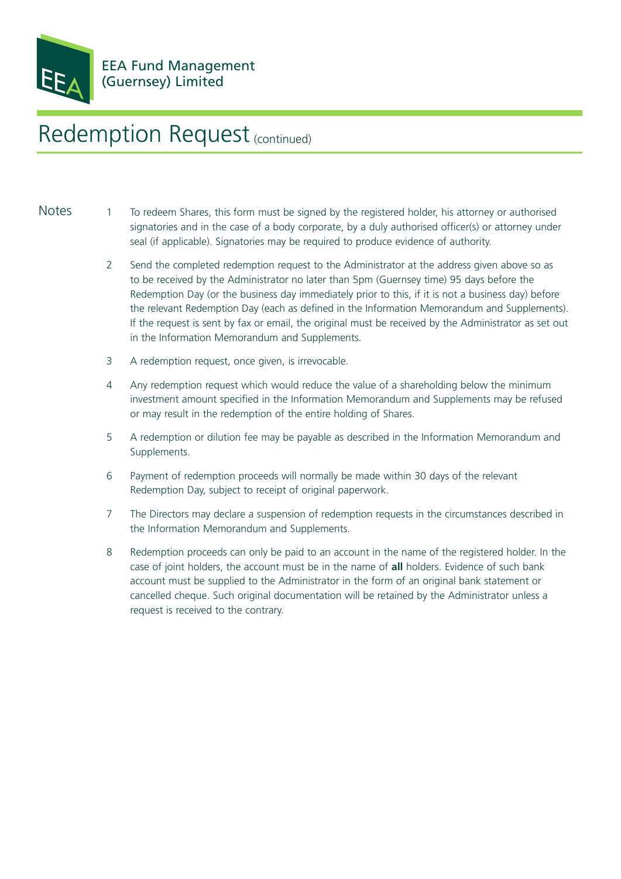EEA Fund Management (Guernsey) Limited

# Redemption Request (continued)

## Notes

1. To redeem Shares, this form must be signed by the registered holder, his attorney or authorised signatories and in the case of a body corporate, by a duly authorised officer(s) or attorney under seal (if applicable). Signatories may be required to produce evidence of authority.
2. Send the completed redemption request to the Administrator at the address given above so as to be received by the Administrator no later than 5pm (Guernsey time) 95 days before the Redemption Day (or the business day immediately prior to this, if it is not a business day) before the relevant Redemption Day (each as defined in the Information Memorandum and Supplements). If the request is sent by fax or email, the original must be received by the Administrator as set out in the Information Memorandum and Supplements.
3. A redemption request, once given, is irrevocable.
4. Any redemption request which would reduce the value of a shareholding below the minimum investment amount specified in the Information Memorandum and Supplements may be refused or may result in the redemption of the entire holding of Shares.
5. A redemption or dilution fee may be payable as described in the Information Memorandum and Supplements.
6. Payment of redemption proceeds will normally be made within 30 days of the relevant Redemption Day, subject to receipt of original paperwork.
7. The Directors may declare a suspension of redemption requests in the circumstances described in the Information Memorandum and Supplements.
8. Redemption proceeds can only be paid to an account in the name of the registered holder. In the case of joint holders, the account must be in the name of **all** holders. Evidence of such bank account must be supplied to the Administrator in the form of an original bank statement or cancelled cheque. Such original documentation will be retained by the Administrator unless a request is received to the contrary.